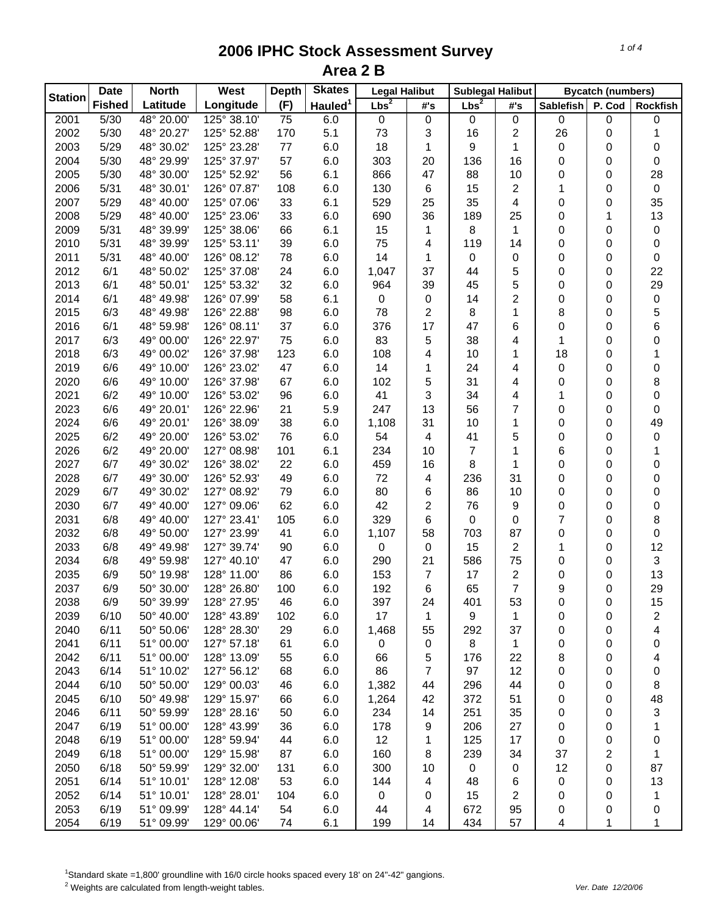# 2006 IPHC Stock Assessment Survey
## Area 2 B

| Station | Date | North | West | Depth | Skates | Legal Halibut | | Sublegal Halibut | | Bycatch (numbers) | | |
|---|---|---|---|---|---|---|---|---|---|---|---|---|
| | Fished | Latitude | Longitude | (F) | Hauled[1] | Lbs[2] | #'s | Lbs[2] | #'s | Sablefish | P. Cod | Rockfish |
| 2001 | 5/30 | 48° 20.00' | 125° 38.10' | 75 | 6.0 | 0 | 0 | 0 | 0 | 0 | 0 | 0 |
| 2002 | 5/30 | 48° 20.27' | 125° 52.88' | 170 | 5.1 | 73 | 3 | 16 | 2 | 26 | 0 | 1 |
| 2003 | 5/29 | 48° 30.02' | 125° 23.28' | 77 | 6.0 | 18 | 1 | 9 | 1 | 0 | 0 | 0 |
| 2004 | 5/30 | 48° 29.99' | 125° 37.97' | 57 | 6.0 | 303 | 20 | 136 | 16 | 0 | 0 | 0 |
| 2005 | 5/30 | 48° 30.00' | 125° 52.92' | 56 | 6.1 | 866 | 47 | 88 | 10 | 0 | 0 | 28 |
| 2006 | 5/31 | 48° 30.01' | 126° 07.87' | 108 | 6.0 | 130 | 6 | 15 | 2 | 1 | 0 | 0 |
| 2007 | 5/29 | 48° 40.00' | 125° 07.06' | 33 | 6.1 | 529 | 25 | 35 | 4 | 0 | 0 | 35 |
| 2008 | 5/29 | 48° 40.00' | 125° 23.06' | 33 | 6.0 | 690 | 36 | 189 | 25 | 0 | 1 | 13 |
| 2009 | 5/31 | 48° 39.99' | 125° 38.06' | 66 | 6.1 | 15 | 1 | 8 | 1 | 0 | 0 | 0 |
| 2010 | 5/31 | 48° 39.99' | 125° 53.11' | 39 | 6.0 | 75 | 4 | 119 | 14 | 0 | 0 | 0 |
| 2011 | 5/31 | 48° 40.00' | 126° 08.12' | 78 | 6.0 | 14 | 1 | 0 | 0 | 0 | 0 | 0 |
| 2012 | 6/1 | 48° 50.02' | 125° 37.08' | 24 | 6.0 | 1,047 | 37 | 44 | 5 | 0 | 0 | 22 |
| 2013 | 6/1 | 48° 50.01' | 125° 53.32' | 32 | 6.0 | 964 | 39 | 45 | 5 | 0 | 0 | 29 |
| 2014 | 6/1 | 48° 49.98' | 126° 07.99' | 58 | 6.1 | 0 | 0 | 14 | 2 | 0 | 0 | 0 |
| 2015 | 6/3 | 48° 49.98' | 126° 22.88' | 98 | 6.0 | 78 | 2 | 8 | 1 | 8 | 0 | 5 |
| 2016 | 6/1 | 48° 59.98' | 126° 08.11' | 37 | 6.0 | 376 | 17 | 47 | 6 | 0 | 0 | 6 |
| 2017 | 6/3 | 49° 00.00' | 126° 22.97' | 75 | 6.0 | 83 | 5 | 38 | 4 | 1 | 0 | 0 |
| 2018 | 6/3 | 49° 00.02' | 126° 37.98' | 123 | 6.0 | 108 | 4 | 10 | 1 | 18 | 0 | 1 |
| 2019 | 6/6 | 49° 10.00' | 126° 23.02' | 47 | 6.0 | 14 | 1 | 24 | 4 | 0 | 0 | 0 |
| 2020 | 6/6 | 49° 10.00' | 126° 37.98' | 67 | 6.0 | 102 | 5 | 31 | 4 | 0 | 0 | 8 |
| 2021 | 6/2 | 49° 10.00' | 126° 53.02' | 96 | 6.0 | 41 | 3 | 34 | 4 | 1 | 0 | 0 |
| 2023 | 6/6 | 49° 20.01' | 126° 22.96' | 21 | 5.9 | 247 | 13 | 56 | 7 | 0 | 0 | 0 |
| 2024 | 6/6 | 49° 20.01' | 126° 38.09' | 38 | 6.0 | 1,108 | 31 | 10 | 1 | 0 | 0 | 49 |
| 2025 | 6/2 | 49° 20.00' | 126° 53.02' | 76 | 6.0 | 54 | 4 | 41 | 5 | 0 | 0 | 0 |
| 2026 | 6/2 | 49° 20.00' | 127° 08.98' | 101 | 6.1 | 234 | 10 | 7 | 1 | 6 | 0 | 1 |
| 2027 | 6/7 | 49° 30.02' | 126° 38.02' | 22 | 6.0 | 459 | 16 | 8 | 1 | 0 | 0 | 0 |
| 2028 | 6/7 | 49° 30.00' | 126° 52.93' | 49 | 6.0 | 72 | 4 | 236 | 31 | 0 | 0 | 0 |
| 2029 | 6/7 | 49° 30.02' | 127° 08.92' | 79 | 6.0 | 80 | 6 | 86 | 10 | 0 | 0 | 0 |
| 2030 | 6/7 | 49° 40.00' | 127° 09.06' | 62 | 6.0 | 42 | 2 | 76 | 9 | 0 | 0 | 0 |
| 2031 | 6/8 | 49° 40.00' | 127° 23.41' | 105 | 6.0 | 329 | 6 | 0 | 0 | 7 | 0 | 8 |
| 2032 | 6/8 | 49° 50.00' | 127° 23.99' | 41 | 6.0 | 1,107 | 58 | 703 | 87 | 0 | 0 | 0 |
| 2033 | 6/8 | 49° 49.98' | 127° 39.74' | 90 | 6.0 | 0 | 0 | 15 | 2 | 1 | 0 | 12 |
| 2034 | 6/8 | 49° 59.98' | 127° 40.10' | 47 | 6.0 | 290 | 21 | 586 | 75 | 0 | 0 | 3 |
| 2035 | 6/9 | 50° 19.98' | 128° 11.00' | 86 | 6.0 | 153 | 7 | 17 | 2 | 0 | 0 | 13 |
| 2037 | 6/9 | 50° 30.00' | 128° 26.80' | 100 | 6.0 | 192 | 6 | 65 | 7 | 9 | 0 | 29 |
| 2038 | 6/9 | 50° 39.99' | 128° 27.95' | 46 | 6.0 | 397 | 24 | 401 | 53 | 0 | 0 | 15 |
| 2039 | 6/10 | 50° 40.00' | 128° 43.89' | 102 | 6.0 | 17 | 1 | 9 | 1 | 0 | 0 | 2 |
| 2040 | 6/11 | 50° 50.06' | 128° 28.30' | 29 | 6.0 | 1,468 | 55 | 292 | 37 | 0 | 0 | 4 |
| 2041 | 6/11 | 51° 00.00' | 127° 57.18' | 61 | 6.0 | 0 | 0 | 8 | 1 | 0 | 0 | 0 |
| 2042 | 6/11 | 51° 00.00' | 128° 13.09' | 55 | 6.0 | 66 | 5 | 176 | 22 | 8 | 0 | 4 |
| 2043 | 6/14 | 51° 10.02' | 127° 56.12' | 68 | 6.0 | 86 | 7 | 97 | 12 | 0 | 0 | 0 |
| 2044 | 6/10 | 50° 50.00' | 129° 00.03' | 46 | 6.0 | 1,382 | 44 | 296 | 44 | 0 | 0 | 8 |
| 2045 | 6/10 | 50° 49.98' | 129° 15.97' | 66 | 6.0 | 1,264 | 42 | 372 | 51 | 0 | 0 | 48 |
| 2046 | 6/11 | 50° 59.99' | 128° 28.16' | 50 | 6.0 | 234 | 14 | 251 | 35 | 0 | 0 | 3 |
| 2047 | 6/19 | 51° 00.00' | 128° 43.99' | 36 | 6.0 | 178 | 9 | 206 | 27 | 0 | 0 | 1 |
| 2048 | 6/19 | 51° 00.00' | 128° 59.94' | 44 | 6.0 | 12 | 1 | 125 | 17 | 0 | 0 | 0 |
| 2049 | 6/18 | 51° 00.00' | 129° 15.98' | 87 | 6.0 | 160 | 8 | 239 | 34 | 37 | 2 | 1 |
| 2050 | 6/18 | 50° 59.99' | 129° 32.00' | 131 | 6.0 | 300 | 10 | 0 | 0 | 12 | 0 | 87 |
| 2051 | 6/14 | 51° 10.01' | 128° 12.08' | 53 | 6.0 | 144 | 4 | 48 | 6 | 0 | 0 | 13 |
| 2052 | 6/14 | 51° 10.01' | 128° 28.01' | 104 | 6.0 | 0 | 0 | 15 | 2 | 0 | 0 | 1 |
| 2053 | 6/19 | 51° 09.99' | 128° 44.14' | 54 | 6.0 | 44 | 4 | 672 | 95 | 0 | 0 | 0 |
| 2054 | 6/19 | 51° 09.99' | 129° 00.06' | 74 | 6.1 | 199 | 14 | 434 | 57 | 4 | 1 | 1 |

[1]Standard skate =1,800' groundline with 16/0 circle hooks spaced every 18' on 24"-42" gangions.

[2] Weights are calculated from length-weight tables.

*Ver. Date 12/20/06*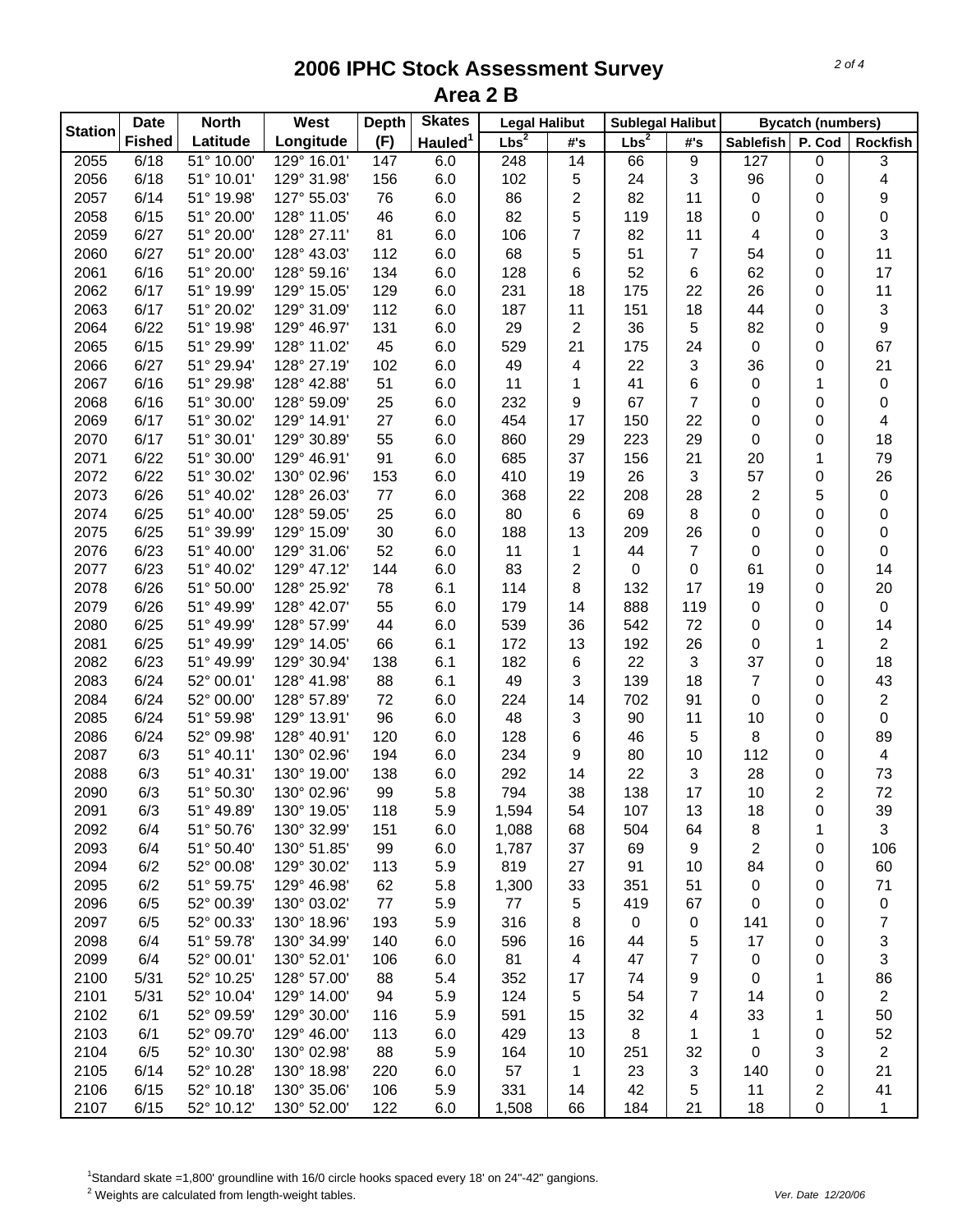# 2006 IPHC Stock Assessment Survey

## Area 2 B

| Station | Date Fished | North Latitude | West Longitude | Depth (F) | Skates Hauled[1] | Legal Halibut Lbs[2] | Legal Halibut #'s | Sublegal Halibut Lbs[2] | Sublegal Halibut #'s | Bycatch (numbers) Sablefish | P. Cod | Rockfish |
|---|---|---|---|---|---|---|---|---|---|---|---|---|
| 2055 | 6/18 | 51° 10.00' | 129° 16.01' | 147 | 6.0 | 248 | 14 | 66 | 9 | 127 | 0 | 3 |
| 2056 | 6/18 | 51° 10.01' | 129° 31.98' | 156 | 6.0 | 102 | 5 | 24 | 3 | 96 | 0 | 4 |
| 2057 | 6/14 | 51° 19.98' | 127° 55.03' | 76 | 6.0 | 86 | 2 | 82 | 11 | 0 | 0 | 9 |
| 2058 | 6/15 | 51° 20.00' | 128° 11.05' | 46 | 6.0 | 82 | 5 | 119 | 18 | 0 | 0 | 0 |
| 2059 | 6/27 | 51° 20.00' | 128° 27.11' | 81 | 6.0 | 106 | 7 | 82 | 11 | 4 | 0 | 3 |
| 2060 | 6/27 | 51° 20.00' | 128° 43.03' | 112 | 6.0 | 68 | 5 | 51 | 7 | 54 | 0 | 11 |
| 2061 | 6/16 | 51° 20.00' | 128° 59.16' | 134 | 6.0 | 128 | 6 | 52 | 6 | 62 | 0 | 17 |
| 2062 | 6/17 | 51° 19.99' | 129° 15.05' | 129 | 6.0 | 231 | 18 | 175 | 22 | 26 | 0 | 11 |
| 2063 | 6/17 | 51° 20.02' | 129° 31.09' | 112 | 6.0 | 187 | 11 | 151 | 18 | 44 | 0 | 3 |
| 2064 | 6/22 | 51° 19.98' | 129° 46.97' | 131 | 6.0 | 29 | 2 | 36 | 5 | 82 | 0 | 9 |
| 2065 | 6/15 | 51° 29.99' | 128° 11.02' | 45 | 6.0 | 529 | 21 | 175 | 24 | 0 | 0 | 67 |
| 2066 | 6/27 | 51° 29.94' | 128° 27.19' | 102 | 6.0 | 49 | 4 | 22 | 3 | 36 | 0 | 21 |
| 2067 | 6/16 | 51° 29.98' | 128° 42.88' | 51 | 6.0 | 11 | 1 | 41 | 6 | 0 | 1 | 0 |
| 2068 | 6/16 | 51° 30.00' | 128° 59.09' | 25 | 6.0 | 232 | 9 | 67 | 7 | 0 | 0 | 0 |
| 2069 | 6/17 | 51° 30.02' | 129° 14.91' | 27 | 6.0 | 454 | 17 | 150 | 22 | 0 | 0 | 4 |
| 2070 | 6/17 | 51° 30.01' | 129° 30.89' | 55 | 6.0 | 860 | 29 | 223 | 29 | 0 | 0 | 18 |
| 2071 | 6/22 | 51° 30.00' | 129° 46.91' | 91 | 6.0 | 685 | 37 | 156 | 21 | 20 | 1 | 79 |
| 2072 | 6/22 | 51° 30.02' | 130° 02.96' | 153 | 6.0 | 410 | 19 | 26 | 3 | 57 | 0 | 26 |
| 2073 | 6/26 | 51° 40.02' | 128° 26.03' | 77 | 6.0 | 368 | 22 | 208 | 28 | 2 | 5 | 0 |
| 2074 | 6/25 | 51° 40.00' | 128° 59.05' | 25 | 6.0 | 80 | 6 | 69 | 8 | 0 | 0 | 0 |
| 2075 | 6/25 | 51° 39.99' | 129° 15.09' | 30 | 6.0 | 188 | 13 | 209 | 26 | 0 | 0 | 0 |
| 2076 | 6/23 | 51° 40.00' | 129° 31.06' | 52 | 6.0 | 11 | 1 | 44 | 7 | 0 | 0 | 0 |
| 2077 | 6/23 | 51° 40.02' | 129° 47.12' | 144 | 6.0 | 83 | 2 | 0 | 0 | 61 | 0 | 14 |
| 2078 | 6/26 | 51° 50.00' | 128° 25.92' | 78 | 6.1 | 114 | 8 | 132 | 17 | 19 | 0 | 20 |
| 2079 | 6/26 | 51° 49.99' | 128° 42.07' | 55 | 6.0 | 179 | 14 | 888 | 119 | 0 | 0 | 0 |
| 2080 | 6/25 | 51° 49.99' | 128° 57.99' | 44 | 6.0 | 539 | 36 | 542 | 72 | 0 | 0 | 14 |
| 2081 | 6/25 | 51° 49.99' | 129° 14.05' | 66 | 6.1 | 172 | 13 | 192 | 26 | 0 | 1 | 2 |
| 2082 | 6/23 | 51° 49.99' | 129° 30.94' | 138 | 6.1 | 182 | 6 | 22 | 3 | 37 | 0 | 18 |
| 2083 | 6/24 | 52° 00.01' | 128° 41.98' | 88 | 6.1 | 49 | 3 | 139 | 18 | 7 | 0 | 43 |
| 2084 | 6/24 | 52° 00.00' | 128° 57.89' | 72 | 6.0 | 224 | 14 | 702 | 91 | 0 | 0 | 2 |
| 2085 | 6/24 | 51° 59.98' | 129° 13.91' | 96 | 6.0 | 48 | 3 | 90 | 11 | 10 | 0 | 0 |
| 2086 | 6/24 | 52° 09.98' | 128° 40.91' | 120 | 6.0 | 128 | 6 | 46 | 5 | 8 | 0 | 89 |
| 2087 | 6/3 | 51° 40.11' | 130° 02.96' | 194 | 6.0 | 234 | 9 | 80 | 10 | 112 | 0 | 4 |
| 2088 | 6/3 | 51° 40.31' | 130° 19.00' | 138 | 6.0 | 292 | 14 | 22 | 3 | 28 | 0 | 73 |
| 2090 | 6/3 | 51° 50.30' | 130° 02.96' | 99 | 5.8 | 794 | 38 | 138 | 17 | 10 | 2 | 72 |
| 2091 | 6/3 | 51° 49.89' | 130° 19.05' | 118 | 5.9 | 1,594 | 54 | 107 | 13 | 18 | 0 | 39 |
| 2092 | 6/4 | 51° 50.76' | 130° 32.99' | 151 | 6.0 | 1,088 | 68 | 504 | 64 | 8 | 1 | 3 |
| 2093 | 6/4 | 51° 50.40' | 130° 51.85' | 99 | 6.0 | 1,787 | 37 | 69 | 9 | 2 | 0 | 106 |
| 2094 | 6/2 | 52° 00.08' | 129° 30.02' | 113 | 5.9 | 819 | 27 | 91 | 10 | 84 | 0 | 60 |
| 2095 | 6/2 | 51° 59.75' | 129° 46.98' | 62 | 5.8 | 1,300 | 33 | 351 | 51 | 0 | 0 | 71 |
| 2096 | 6/5 | 52° 00.39' | 130° 03.02' | 77 | 5.9 | 77 | 5 | 419 | 67 | 0 | 0 | 0 |
| 2097 | 6/5 | 52° 00.33' | 130° 18.96' | 193 | 5.9 | 316 | 8 | 0 | 0 | 141 | 0 | 7 |
| 2098 | 6/4 | 51° 59.78' | 130° 34.99' | 140 | 6.0 | 596 | 16 | 44 | 5 | 17 | 0 | 3 |
| 2099 | 6/4 | 52° 00.01' | 130° 52.01' | 106 | 6.0 | 81 | 4 | 47 | 7 | 0 | 0 | 3 |
| 2100 | 5/31 | 52° 10.25' | 128° 57.00' | 88 | 5.4 | 352 | 17 | 74 | 9 | 0 | 1 | 86 |
| 2101 | 5/31 | 52° 10.04' | 129° 14.00' | 94 | 5.9 | 124 | 5 | 54 | 7 | 14 | 0 | 2 |
| 2102 | 6/1 | 52° 09.59' | 129° 30.00' | 116 | 5.9 | 591 | 15 | 32 | 4 | 33 | 1 | 50 |
| 2103 | 6/1 | 52° 09.70' | 129° 46.00' | 113 | 6.0 | 429 | 13 | 8 | 1 | 1 | 0 | 52 |
| 2104 | 6/5 | 52° 10.30' | 130° 02.98' | 88 | 5.9 | 164 | 10 | 251 | 32 | 0 | 3 | 2 |
| 2105 | 6/14 | 52° 10.28' | 130° 18.98' | 220 | 6.0 | 57 | 1 | 23 | 3 | 140 | 0 | 21 |
| 2106 | 6/15 | 52° 10.18' | 130° 35.06' | 106 | 5.9 | 331 | 14 | 42 | 5 | 11 | 2 | 41 |
| 2107 | 6/15 | 52° 10.12' | 130° 52.00' | 122 | 6.0 | 1,508 | 66 | 184 | 21 | 18 | 0 | 1 |

[1]Standard skate =1,800' groundline with 16/0 circle hooks spaced every 18' on 24"-42" gangions.

[2] Weights are calculated from length-weight tables.

*Ver. Date 12/20/06*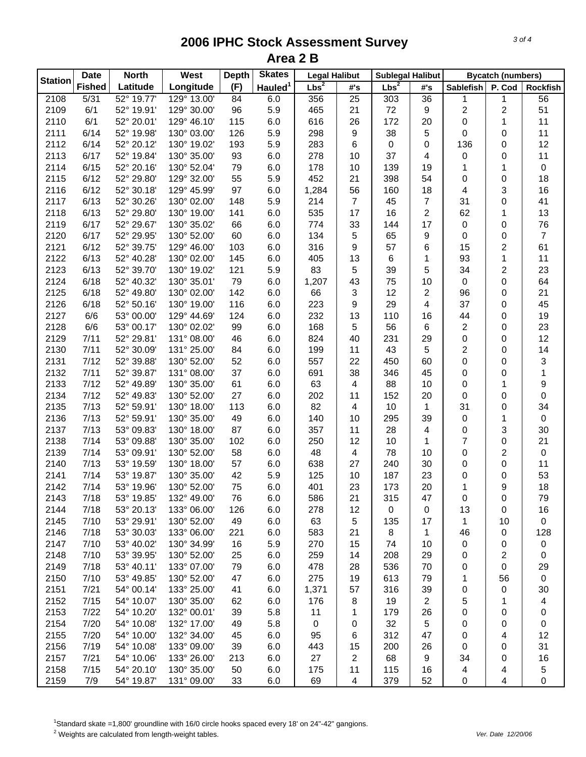# 2006 IPHC Stock Assessment Survey

## Area 2 B

| Station | Date Fished | North Latitude | West Longitude | Depth (F) | Skates Hauled[1] | Legal Halibut | | Sublegal Halibut | | Bycatch (numbers) | | |
|---|---|---|---|---|---|---|---|---|---|---|---|---|
| | | | | | | Lbs[2] | #'s | Lbs[2] | #'s | Sablefish | P. Cod | Rockfish |
| 2108 | 5/31 | 52° 19.77' | 129° 13.00' | 84 | 6.0 | 356 | 25 | 303 | 36 | 1 | 1 | 56 |
| 2109 | 6/1 | 52° 19.91' | 129° 30.00' | 96 | 5.9 | 465 | 21 | 72 | 9 | 2 | 2 | 51 |
| 2110 | 6/1 | 52° 20.01' | 129° 46.10' | 115 | 6.0 | 616 | 26 | 172 | 20 | 0 | 1 | 11 |
| 2111 | 6/14 | 52° 19.98' | 130° 03.00' | 126 | 5.9 | 298 | 9 | 38 | 5 | 0 | 0 | 11 |
| 2112 | 6/14 | 52° 20.12' | 130° 19.02' | 193 | 5.9 | 283 | 6 | 0 | 0 | 136 | 0 | 12 |
| 2113 | 6/17 | 52° 19.84' | 130° 35.00' | 93 | 6.0 | 278 | 10 | 37 | 4 | 0 | 0 | 11 |
| 2114 | 6/15 | 52° 20.16' | 130° 52.04' | 79 | 6.0 | 178 | 10 | 139 | 19 | 1 | 1 | 0 |
| 2115 | 6/12 | 52° 29.80' | 129° 32.00' | 55 | 5.9 | 452 | 21 | 398 | 54 | 0 | 0 | 18 |
| 2116 | 6/12 | 52° 30.18' | 129° 45.99' | 97 | 6.0 | 1,284 | 56 | 160 | 18 | 4 | 3 | 16 |
| 2117 | 6/13 | 52° 30.26' | 130° 02.00' | 148 | 5.9 | 214 | 7 | 45 | 7 | 31 | 0 | 41 |
| 2118 | 6/13 | 52° 29.80' | 130° 19.00' | 141 | 6.0 | 535 | 17 | 16 | 2 | 62 | 1 | 13 |
| 2119 | 6/17 | 52° 29.67' | 130° 35.02' | 66 | 6.0 | 774 | 33 | 144 | 17 | 0 | 0 | 76 |
| 2120 | 6/17 | 52° 29.95' | 130° 52.00' | 60 | 6.0 | 134 | 5 | 65 | 9 | 0 | 0 | 7 |
| 2121 | 6/12 | 52° 39.75' | 129° 46.00' | 103 | 6.0 | 316 | 9 | 57 | 6 | 15 | 2 | 61 |
| 2122 | 6/13 | 52° 40.28' | 130° 02.00' | 145 | 6.0 | 405 | 13 | 6 | 1 | 93 | 1 | 11 |
| 2123 | 6/13 | 52° 39.70' | 130° 19.02' | 121 | 5.9 | 83 | 5 | 39 | 5 | 34 | 2 | 23 |
| 2124 | 6/18 | 52° 40.32' | 130° 35.01' | 79 | 6.0 | 1,207 | 43 | 75 | 10 | 0 | 0 | 64 |
| 2125 | 6/18 | 52° 49.80' | 130° 02.00' | 142 | 6.0 | 66 | 3 | 12 | 2 | 96 | 0 | 21 |
| 2126 | 6/18 | 52° 50.16' | 130° 19.00' | 116 | 6.0 | 223 | 9 | 29 | 4 | 37 | 0 | 45 |
| 2127 | 6/6 | 53° 00.00' | 129° 44.69' | 124 | 6.0 | 232 | 13 | 110 | 16 | 44 | 0 | 19 |
| 2128 | 6/6 | 53° 00.17' | 130° 02.02' | 99 | 6.0 | 168 | 5 | 56 | 6 | 2 | 0 | 23 |
| 2129 | 7/11 | 52° 29.81' | 131° 08.00' | 46 | 6.0 | 824 | 40 | 231 | 29 | 0 | 0 | 12 |
| 2130 | 7/11 | 52° 30.09' | 131° 25.00' | 84 | 6.0 | 199 | 11 | 43 | 5 | 2 | 0 | 14 |
| 2131 | 7/12 | 52° 39.88' | 130° 52.00' | 52 | 6.0 | 557 | 22 | 450 | 60 | 0 | 0 | 3 |
| 2132 | 7/11 | 52° 39.87' | 131° 08.00' | 37 | 6.0 | 691 | 38 | 346 | 45 | 0 | 0 | 1 |
| 2133 | 7/12 | 52° 49.89' | 130° 35.00' | 61 | 6.0 | 63 | 4 | 88 | 10 | 0 | 1 | 9 |
| 2134 | 7/12 | 52° 49.83' | 130° 52.00' | 27 | 6.0 | 202 | 11 | 152 | 20 | 0 | 0 | 0 |
| 2135 | 7/13 | 52° 59.91' | 130° 18.00' | 113 | 6.0 | 82 | 4 | 10 | 1 | 31 | 0 | 34 |
| 2136 | 7/13 | 52° 59.91' | 130° 35.00' | 49 | 6.0 | 140 | 10 | 295 | 39 | 0 | 1 | 0 |
| 2137 | 7/13 | 53° 09.83' | 130° 18.00' | 87 | 6.0 | 357 | 11 | 28 | 4 | 0 | 3 | 30 |
| 2138 | 7/14 | 53° 09.88' | 130° 35.00' | 102 | 6.0 | 250 | 12 | 10 | 1 | 7 | 0 | 21 |
| 2139 | 7/14 | 53° 09.91' | 130° 52.00' | 58 | 6.0 | 48 | 4 | 78 | 10 | 0 | 2 | 0 |
| 2140 | 7/13 | 53° 19.59' | 130° 18.00' | 57 | 6.0 | 638 | 27 | 240 | 30 | 0 | 0 | 11 |
| 2141 | 7/14 | 53° 19.87' | 130° 35.00' | 42 | 5.9 | 125 | 10 | 187 | 23 | 0 | 0 | 53 |
| 2142 | 7/14 | 53° 19.96' | 130° 52.00' | 75 | 6.0 | 401 | 23 | 173 | 20 | 1 | 9 | 18 |
| 2143 | 7/18 | 53° 19.85' | 132° 49.00' | 76 | 6.0 | 586 | 21 | 315 | 47 | 0 | 0 | 79 |
| 2144 | 7/18 | 53° 20.13' | 133° 06.00' | 126 | 6.0 | 278 | 12 | 0 | 0 | 13 | 0 | 16 |
| 2145 | 7/10 | 53° 29.91' | 130° 52.00' | 49 | 6.0 | 63 | 5 | 135 | 17 | 1 | 10 | 0 |
| 2146 | 7/18 | 53° 30.03' | 133° 06.00' | 221 | 6.0 | 583 | 21 | 8 | 1 | 46 | 0 | 128 |
| 2147 | 7/10 | 53° 40.02' | 130° 34.99' | 16 | 5.9 | 270 | 15 | 74 | 10 | 0 | 0 | 0 |
| 2148 | 7/10 | 53° 39.95' | 130° 52.00' | 25 | 6.0 | 259 | 14 | 208 | 29 | 0 | 2 | 0 |
| 2149 | 7/18 | 53° 40.11' | 133° 07.00' | 79 | 6.0 | 478 | 28 | 536 | 70 | 0 | 0 | 29 |
| 2150 | 7/10 | 53° 49.85' | 130° 52.00' | 47 | 6.0 | 275 | 19 | 613 | 79 | 1 | 56 | 0 |
| 2151 | 7/21 | 54° 00.14' | 133° 25.00' | 41 | 6.0 | 1,371 | 57 | 316 | 39 | 0 | 0 | 30 |
| 2152 | 7/15 | 54° 10.07' | 130° 35.00' | 62 | 6.0 | 176 | 8 | 19 | 2 | 5 | 1 | 4 |
| 2153 | 7/22 | 54° 10.20' | 132° 00.01' | 39 | 5.8 | 11 | 1 | 179 | 26 | 0 | 0 | 0 |
| 2154 | 7/20 | 54° 10.08' | 132° 17.00' | 49 | 5.8 | 0 | 0 | 32 | 5 | 0 | 0 | 0 |
| 2155 | 7/20 | 54° 10.00' | 132° 34.00' | 45 | 6.0 | 95 | 6 | 312 | 47 | 0 | 4 | 12 |
| 2156 | 7/19 | 54° 10.08' | 133° 09.00' | 39 | 6.0 | 443 | 15 | 200 | 26 | 0 | 0 | 31 |
| 2157 | 7/21 | 54° 10.06' | 133° 26.00' | 213 | 6.0 | 27 | 2 | 68 | 9 | 34 | 0 | 16 |
| 2158 | 7/15 | 54° 20.10' | 130° 35.00' | 50 | 6.0 | 175 | 11 | 115 | 16 | 4 | 4 | 5 |
| 2159 | 7/9 | 54° 19.87' | 131° 09.00' | 33 | 6.0 | 69 | 4 | 379 | 52 | 0 | 4 | 0 |

[1]Standard skate =1,800' groundline with 16/0 circle hooks spaced every 18' on 24"-42" gangions.

[2] Weights are calculated from length-weight tables.

*Ver. Date 12/20/06*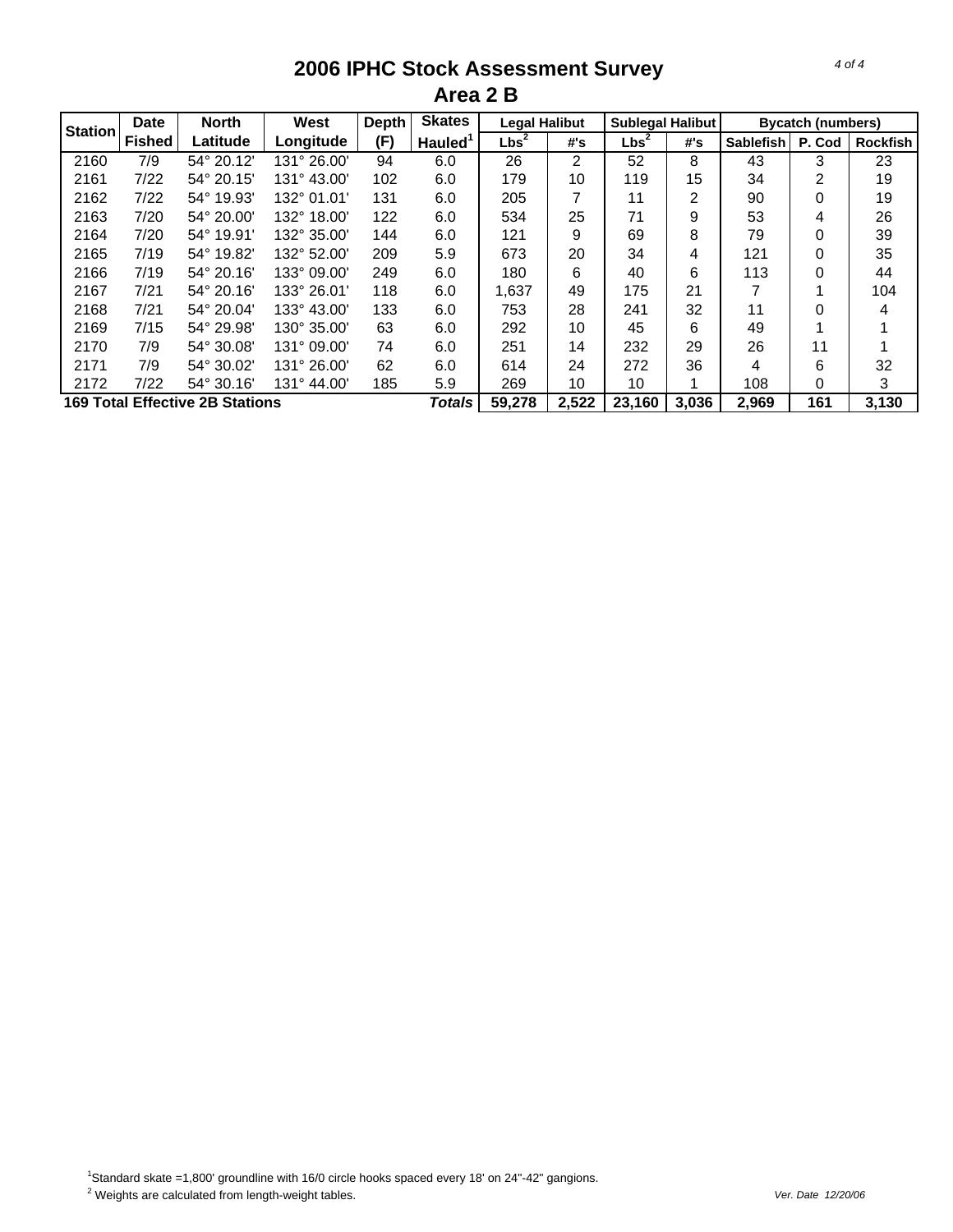# 2006 IPHC Stock Assessment Survey

## Area 2 B

| Station | Date Fished | North Latitude | West Longitude | Depth (F) | Skates Hauled[1] | Legal Halibut | | Sublegal Halibut | | Bycatch (numbers) | | |
|---|---|---|---|---|---|---|---|---|---|---|---|---|
| | | | | | | Lbs[2] | #'s | Lbs[2] | #'s | Sablefish | P. Cod | Rockfish |
| 2160 | 7/9 | 54° 20.12' | 131° 26.00' | 94 | 6.0 | 26 | 2 | 52 | 8 | 43 | 3 | 23 |
| 2161 | 7/22 | 54° 20.15' | 131° 43.00' | 102 | 6.0 | 179 | 10 | 119 | 15 | 34 | 2 | 19 |
| 2162 | 7/22 | 54° 19.93' | 132° 01.01' | 131 | 6.0 | 205 | 7 | 11 | 2 | 90 | 0 | 19 |
| 2163 | 7/20 | 54° 20.00' | 132° 18.00' | 122 | 6.0 | 534 | 25 | 71 | 9 | 53 | 4 | 26 |
| 2164 | 7/20 | 54° 19.91' | 132° 35.00' | 144 | 6.0 | 121 | 9 | 69 | 8 | 79 | 0 | 39 |
| 2165 | 7/19 | 54° 19.82' | 132° 52.00' | 209 | 5.9 | 673 | 20 | 34 | 4 | 121 | 0 | 35 |
| 2166 | 7/19 | 54° 20.16' | 133° 09.00' | 249 | 6.0 | 180 | 6 | 40 | 6 | 113 | 0 | 44 |
| 2167 | 7/21 | 54° 20.16' | 133° 26.01' | 118 | 6.0 | 1,637 | 49 | 175 | 21 | 7 | 1 | 104 |
| 2168 | 7/21 | 54° 20.04' | 133° 43.00' | 133 | 6.0 | 753 | 28 | 241 | 32 | 11 | 0 | 4 |
| 2169 | 7/15 | 54° 29.98' | 130° 35.00' | 63 | 6.0 | 292 | 10 | 45 | 6 | 49 | 1 | 1 |
| 2170 | 7/9 | 54° 30.08' | 131° 09.00' | 74 | 6.0 | 251 | 14 | 232 | 29 | 26 | 11 | 1 |
| 2171 | 7/9 | 54° 30.02' | 131° 26.00' | 62 | 6.0 | 614 | 24 | 272 | 36 | 4 | 6 | 32 |
| 2172 | 7/22 | 54° 30.16' | 131° 44.00' | 185 | 5.9 | 269 | 10 | 10 | 1 | 108 | 0 | 3 |
| **169 Total Effective 2B Stations** | | | | | ***Totals*** | **59,278** | **2,522** | **23,160** | **3,036** | **2,969** | **161** | **3,130** |

[1]Standard skate =1,800' groundline with 16/0 circle hooks spaced every 18' on 24"-42" gangions.

[2] Weights are calculated from length-weight tables.

*Ver. Date 12/20/06*